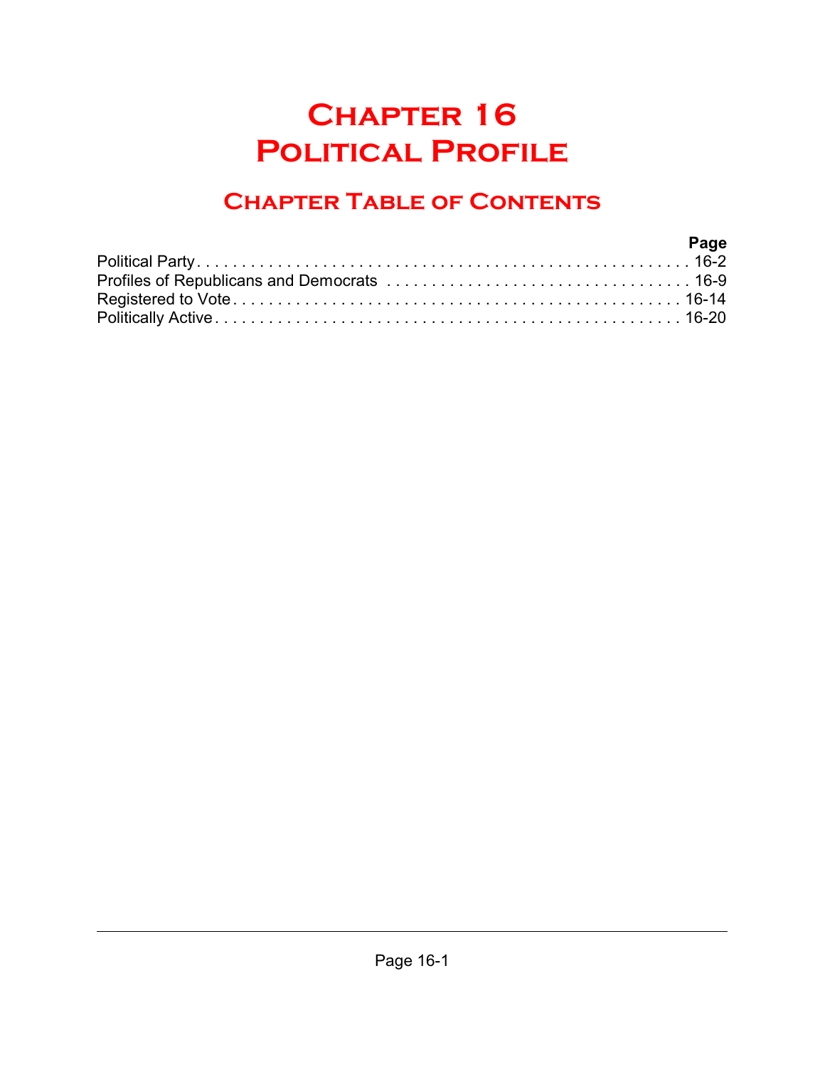# Chapter 16
# Political Profile

## Chapter Table of Contents

| | Page |
|---|---|
| Political Party | 16-2 |
| Profiles of Republicans and Democrats | 16-9 |
| Registered to Vote | 16-14 |
| Politically Active | 16-20 |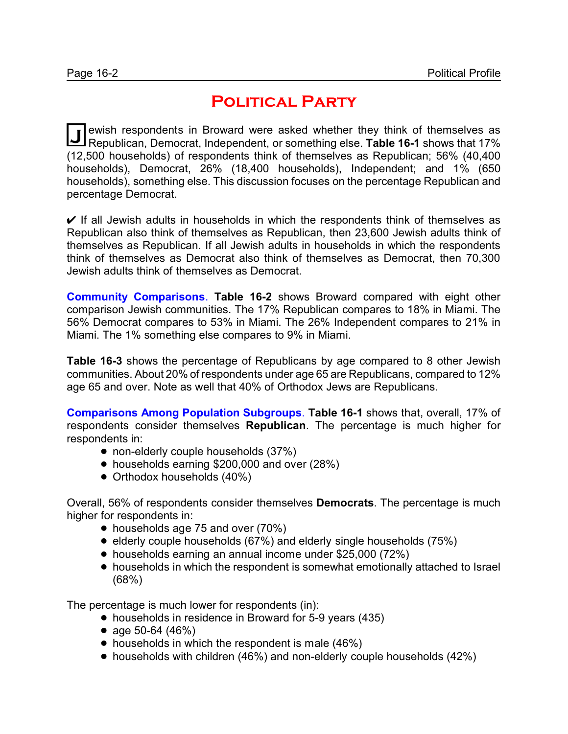# Political Party

Jewish respondents in Broward were asked whether they think of themselves as Republican, Democrat, Independent, or something else. **Table 16-1** shows that 17% (12,500 households) of respondents think of themselves as Republican; 56% (40,400 households), Democrat, 26% (18,400 households), Independent; and 1% (650 households), something else. This discussion focuses on the percentage Republican and percentage Democrat.

✔ If all Jewish adults in households in which the respondents think of themselves as Republican also think of themselves as Republican, then 23,600 Jewish adults think of themselves as Republican. If all Jewish adults in households in which the respondents think of themselves as Democrat also think of themselves as Democrat, then 70,300 Jewish adults think of themselves as Democrat.

**Community Comparisons. Table 16-2** shows Broward compared with eight other comparison Jewish communities. The 17% Republican compares to 18% in Miami. The 56% Democrat compares to 53% in Miami. The 26% Independent compares to 21% in Miami. The 1% something else compares to 9% in Miami.

**Table 16-3** shows the percentage of Republicans by age compared to 8 other Jewish communities. About 20% of respondents under age 65 are Republicans, compared to 12% age 65 and over. Note as well that 40% of Orthodox Jews are Republicans.

**Comparisons Among Population Subgroups. Table 16-1** shows that, overall, 17% of respondents consider themselves **Republican**. The percentage is much higher for respondents in:

- non-elderly couple households (37%)
- households earning $200,000 and over (28%)
- Orthodox households (40%)

Overall, 56% of respondents consider themselves **Democrats**. The percentage is much higher for respondents in:

- households age 75 and over (70%)
- elderly couple households (67%) and elderly single households (75%)
- households earning an annual income under $25,000 (72%)
- households in which the respondent is somewhat emotionally attached to Israel (68%)

The percentage is much lower for respondents (in):

- households in residence in Broward for 5-9 years (435)
- age 50-64 (46%)
- households in which the respondent is male (46%)
- households with children (46%) and non-elderly couple households (42%)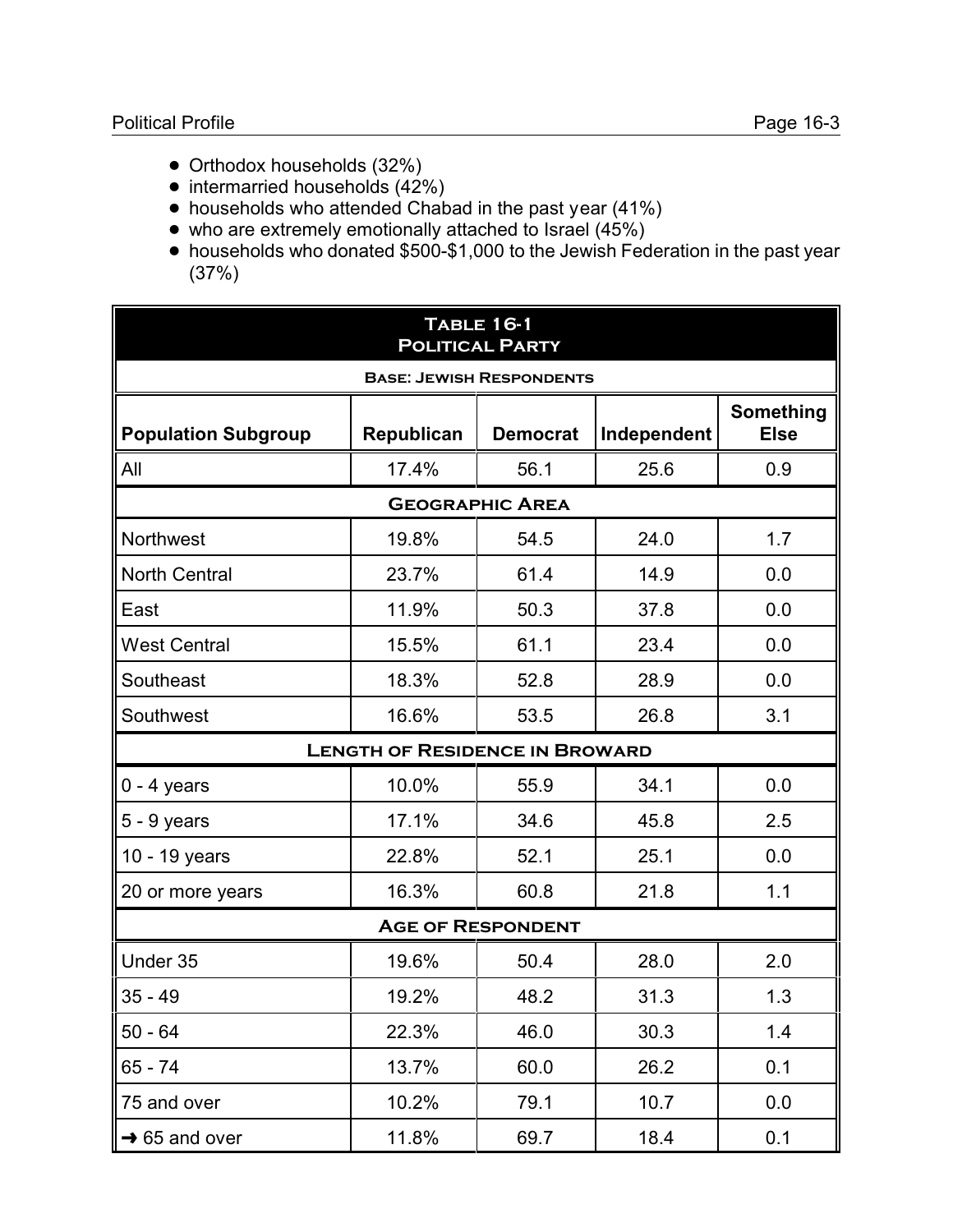- Orthodox households (32%)
- intermarried households (42%)
- households who attended Chabad in the past year (41%)
- who are extremely emotionally attached to Israel (45%)
- households who donated $500-$1,000 to the Jewish Federation in the past year (37%)

| **Table 16-1**<br>**Political Party** | | | | |
|---|---|---|---|---|
| **Base: Jewish Respondents** | | | | |
| **Population Subgroup** | **Republican** | **Democrat** | **Independent** | **Something Else** |
| All | 17.4% | 56.1 | 25.6 | 0.9 |
| **Geographic Area** | | | | |
| Northwest | 19.8% | 54.5 | 24.0 | 1.7 |
| North Central | 23.7% | 61.4 | 14.9 | 0.0 |
| East | 11.9% | 50.3 | 37.8 | 0.0 |
| West Central | 15.5% | 61.1 | 23.4 | 0.0 |
| Southeast | 18.3% | 52.8 | 28.9 | 0.0 |
| Southwest | 16.6% | 53.5 | 26.8 | 3.1 |
| **Length of Residence in Broward** | | | | |
| 0 - 4 years | 10.0% | 55.9 | 34.1 | 0.0 |
| 5 - 9 years | 17.1% | 34.6 | 45.8 | 2.5 |
| 10 - 19 years | 22.8% | 52.1 | 25.1 | 0.0 |
| 20 or more years | 16.3% | 60.8 | 21.8 | 1.1 |
| **Age of Respondent** | | | | |
| Under 35 | 19.6% | 50.4 | 28.0 | 2.0 |
| 35 - 49 | 19.2% | 48.2 | 31.3 | 1.3 |
| 50 - 64 | 22.3% | 46.0 | 30.3 | 1.4 |
| 65 - 74 | 13.7% | 60.0 | 26.2 | 0.1 |
| 75 and over | 10.2% | 79.1 | 10.7 | 0.0 |
| ➜ 65 and over | 11.8% | 69.7 | 18.4 | 0.1 |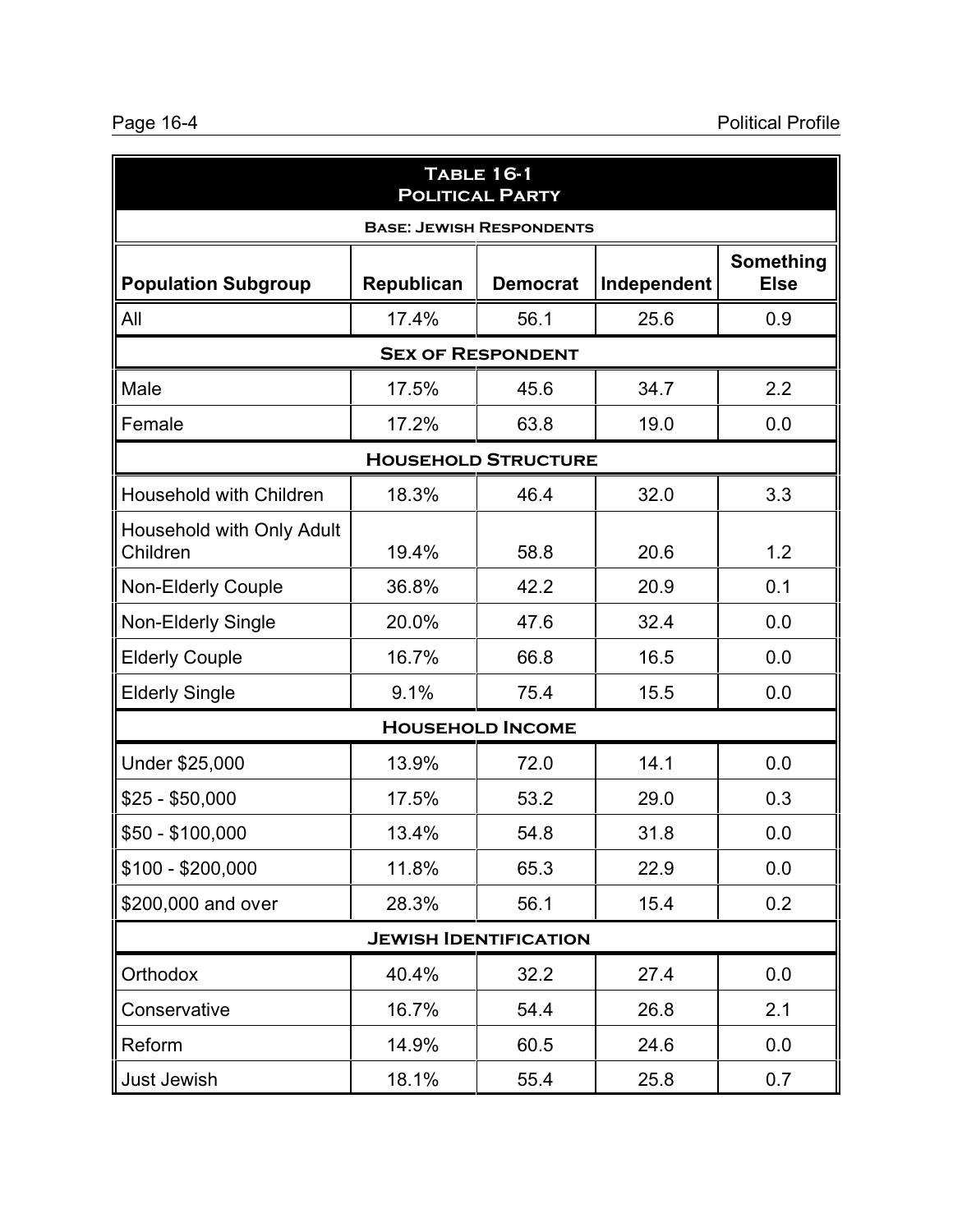**Table 16-1**
**Political Party**

**Base: Jewish Respondents**

| Population Subgroup | Republican | Democrat | Independent | Something Else |
|---|---|---|---|---|
| All | 17.4% | 56.1 | 25.6 | 0.9 |
| **Sex of Respondent** | | | | |
| Male | 17.5% | 45.6 | 34.7 | 2.2 |
| Female | 17.2% | 63.8 | 19.0 | 0.0 |
| **Household Structure** | | | | |
| Household with Children | 18.3% | 46.4 | 32.0 | 3.3 |
| Household with Only Adult Children | 19.4% | 58.8 | 20.6 | 1.2 |
| Non-Elderly Couple | 36.8% | 42.2 | 20.9 | 0.1 |
| Non-Elderly Single | 20.0% | 47.6 | 32.4 | 0.0 |
| Elderly Couple | 16.7% | 66.8 | 16.5 | 0.0 |
| Elderly Single | 9.1% | 75.4 | 15.5 | 0.0 |
| **Household Income** | | | | |
| Under $25,000 | 13.9% | 72.0 | 14.1 | 0.0 |
| $25 - $50,000 | 17.5% | 53.2 | 29.0 | 0.3 |
| $50 - $100,000 | 13.4% | 54.8 | 31.8 | 0.0 |
| $100 - $200,000 | 11.8% | 65.3 | 22.9 | 0.0 |
| $200,000 and over | 28.3% | 56.1 | 15.4 | 0.2 |
| **Jewish Identification** | | | | |
| Orthodox | 40.4% | 32.2 | 27.4 | 0.0 |
| Conservative | 16.7% | 54.4 | 26.8 | 2.1 |
| Reform | 14.9% | 60.5 | 24.6 | 0.0 |
| Just Jewish | 18.1% | 55.4 | 25.8 | 0.7 |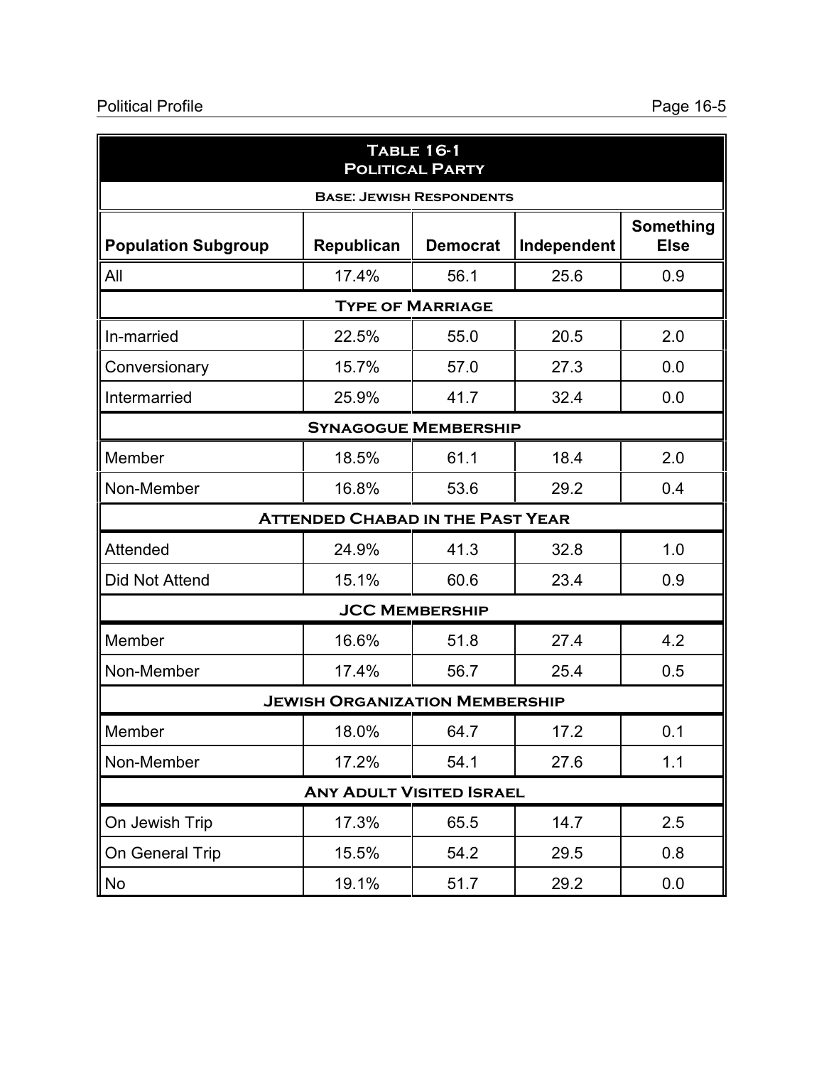| Table 16-1 Political Party | | | | |
|---|---|---|---|---|
| **Base: Jewish Respondents** | | | | |
| **Population Subgroup** | **Republican** | **Democrat** | **Independent** | **Something Else** |
| All | 17.4% | 56.1 | 25.6 | 0.9 |
| **Type of Marriage** | | | | |
| In-married | 22.5% | 55.0 | 20.5 | 2.0 |
| Conversionary | 15.7% | 57.0 | 27.3 | 0.0 |
| Intermarried | 25.9% | 41.7 | 32.4 | 0.0 |
| **Synagogue Membership** | | | | |
| Member | 18.5% | 61.1 | 18.4 | 2.0 |
| Non-Member | 16.8% | 53.6 | 29.2 | 0.4 |
| **Attended Chabad in the Past Year** | | | | |
| Attended | 24.9% | 41.3 | 32.8 | 1.0 |
| Did Not Attend | 15.1% | 60.6 | 23.4 | 0.9 |
| **JCC Membership** | | | | |
| Member | 16.6% | 51.8 | 27.4 | 4.2 |
| Non-Member | 17.4% | 56.7 | 25.4 | 0.5 |
| **Jewish Organization Membership** | | | | |
| Member | 18.0% | 64.7 | 17.2 | 0.1 |
| Non-Member | 17.2% | 54.1 | 27.6 | 1.1 |
| **Any Adult Visited Israel** | | | | |
| On Jewish Trip | 17.3% | 65.5 | 14.7 | 2.5 |
| On General Trip | 15.5% | 54.2 | 29.5 | 0.8 |
| No | 19.1% | 51.7 | 29.2 | 0.0 |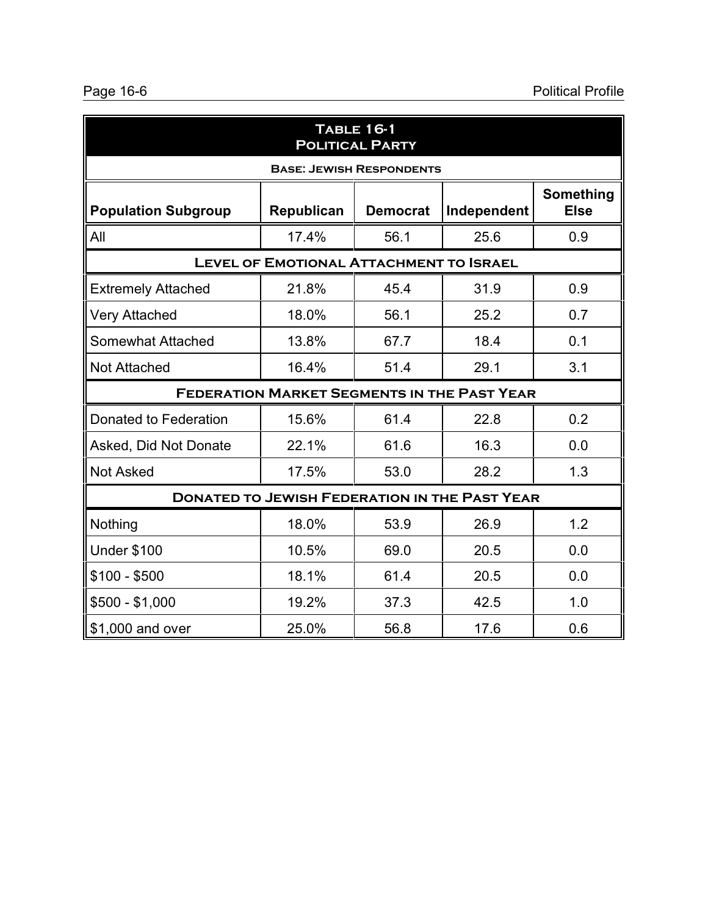| Table 16-1 Political Party | | | | |
|---|---|---|---|---|
| Base: Jewish Respondents | | | | |
| Population Subgroup | Republican | Democrat | Independent | Something Else |
| All | 17.4% | 56.1 | 25.6 | 0.9 |
| **Level of Emotional Attachment to Israel** | | | | |
| Extremely Attached | 21.8% | 45.4 | 31.9 | 0.9 |
| Very Attached | 18.0% | 56.1 | 25.2 | 0.7 |
| Somewhat Attached | 13.8% | 67.7 | 18.4 | 0.1 |
| Not Attached | 16.4% | 51.4 | 29.1 | 3.1 |
| **Federation Market Segments in the Past Year** | | | | |
| Donated to Federation | 15.6% | 61.4 | 22.8 | 0.2 |
| Asked, Did Not Donate | 22.1% | 61.6 | 16.3 | 0.0 |
| Not Asked | 17.5% | 53.0 | 28.2 | 1.3 |
| **Donated to Jewish Federation in the Past Year** | | | | |
| Nothing | 18.0% | 53.9 | 26.9 | 1.2 |
| Under $100 | 10.5% | 69.0 | 20.5 | 0.0 |
| $100 - $500 | 18.1% | 61.4 | 20.5 | 0.0 |
| $500 - $1,000 | 19.2% | 37.3 | 42.5 | 1.0 |
| $1,000 and over | 25.0% | 56.8 | 17.6 | 0.6 |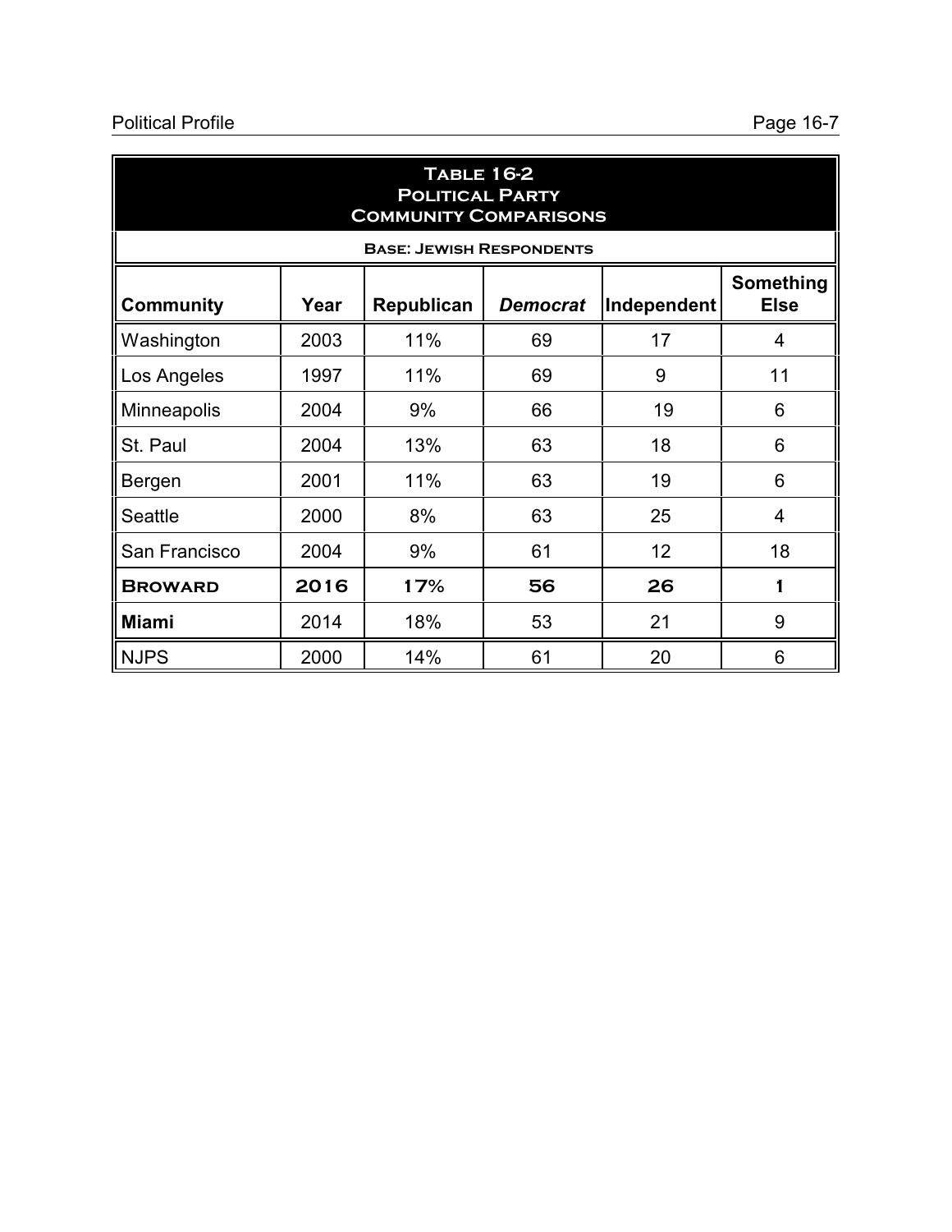**Table 16-2**
**Political Party**
**Community Comparisons**

**Base: Jewish Respondents**

| Community | Year | Republican | *Democrat* | Independent | Something Else |
|---|---|---|---|---|---|
| Washington | 2003 | 11% | 69 | 17 | 4 |
| Los Angeles | 1997 | 11% | 69 | 9 | 11 |
| Minneapolis | 2004 | 9% | 66 | 19 | 6 |
| St. Paul | 2004 | 13% | 63 | 18 | 6 |
| Bergen | 2001 | 11% | 63 | 19 | 6 |
| Seattle | 2000 | 8% | 63 | 25 | 4 |
| San Francisco | 2004 | 9% | 61 | 12 | 18 |
| **Broward** | **2016** | **17%** | **56** | **26** | **1** |
| **Miami** | 2014 | 18% | 53 | 21 | 9 |
| NJPS | 2000 | 14% | 61 | 20 | 6 |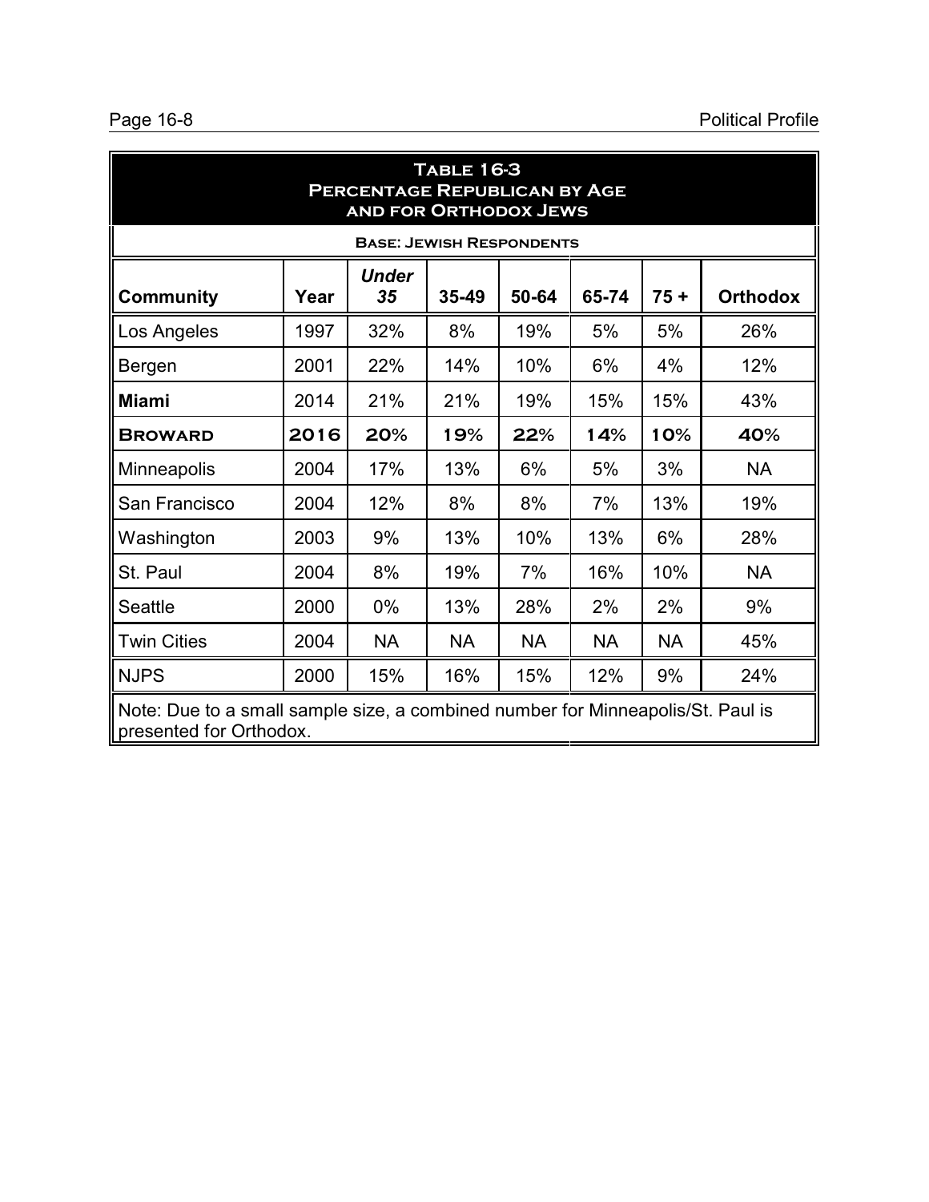## Table 16-3
## Percentage Republican by Age and for Orthodox Jews

**Base: Jewish Respondents**

| Community | Year | *Under 35* | 35-49 | 50-64 | 65-74 | 75 + | Orthodox |
|---|---|---|---|---|---|---|---|
| Los Angeles | 1997 | 32% | 8% | 19% | 5% | 5% | 26% |
| Bergen | 2001 | 22% | 14% | 10% | 6% | 4% | 12% |
| **Miami** | 2014 | 21% | 21% | 19% | 15% | 15% | 43% |
| **Broward** | **2016** | **20%** | **19%** | **22%** | **14%** | **10%** | **40%** |
| Minneapolis | 2004 | 17% | 13% | 6% | 5% | 3% | NA |
| San Francisco | 2004 | 12% | 8% | 8% | 7% | 13% | 19% |
| Washington | 2003 | 9% | 13% | 10% | 13% | 6% | 28% |
| St. Paul | 2004 | 8% | 19% | 7% | 16% | 10% | NA |
| Seattle | 2000 | 0% | 13% | 28% | 2% | 2% | 9% |
| Twin Cities | 2004 | NA | NA | NA | NA | NA | 45% |
| NJPS | 2000 | 15% | 16% | 15% | 12% | 9% | 24% |

Note: Due to a small sample size, a combined number for Minneapolis/St. Paul is presented for Orthodox.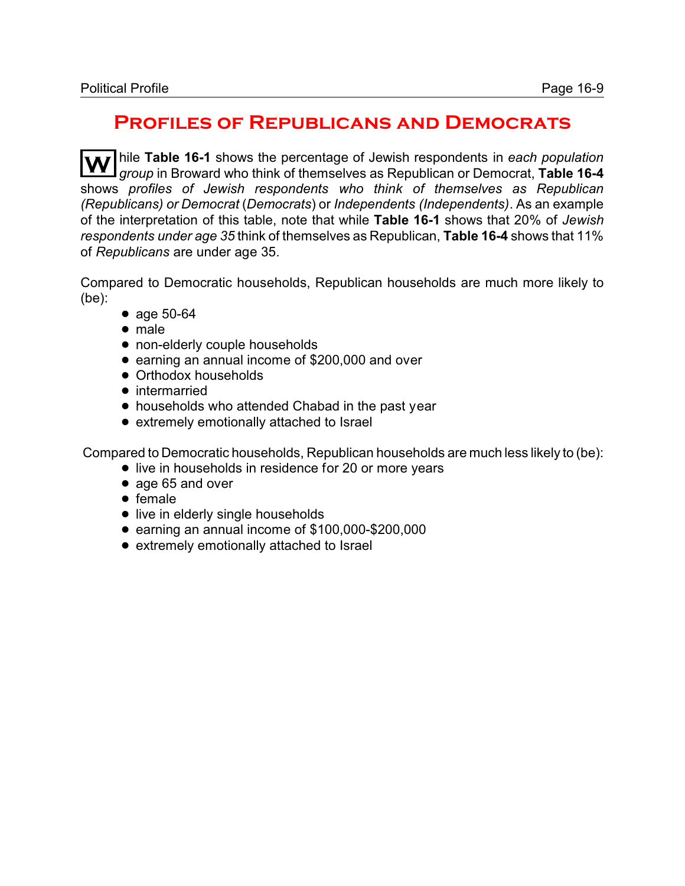# Profiles of Republicans and Democrats

While **Table 16-1** shows the percentage of Jewish respondents in *each population group* in Broward who think of themselves as Republican or Democrat, **Table 16-4** shows *profiles of Jewish respondents who think of themselves as Republican (Republicans) or Democrat* (*Democrats*) or *Independents (Independents)*. As an example of the interpretation of this table, note that while **Table 16-1** shows that 20% of *Jewish respondents under age 35* think of themselves as Republican, **Table 16-4** shows that 11% of *Republicans* are under age 35.

Compared to Democratic households, Republican households are much more likely to (be):

- age 50-64
- male
- non-elderly couple households
- earning an annual income of $200,000 and over
- Orthodox households
- intermarried
- households who attended Chabad in the past year
- extremely emotionally attached to Israel

Compared to Democratic households, Republican households are much less likely to (be):

- live in households in residence for 20 or more years
- age 65 and over
- female
- live in elderly single households
- earning an annual income of $100,000-$200,000
- extremely emotionally attached to Israel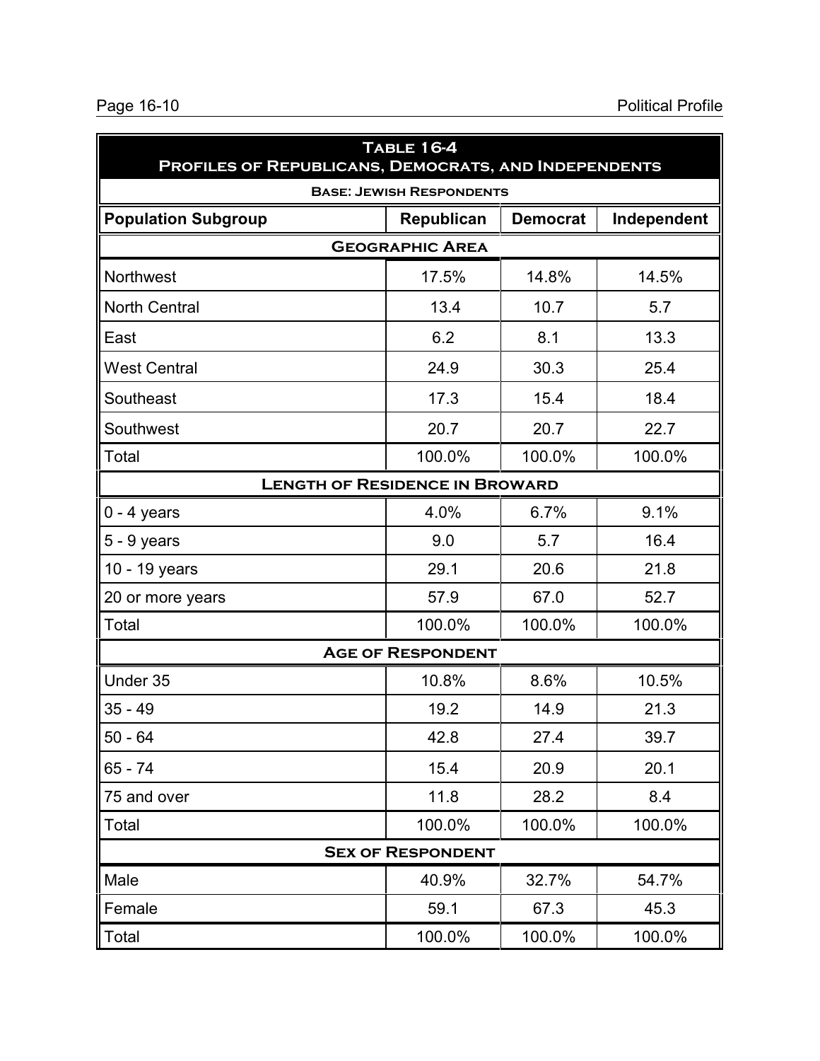## Table 16-4
## Profiles of Republicans, Democrats, and Independents

**Base: Jewish Respondents**

| Population Subgroup | Republican | Democrat | Independent |
|---|---|---|---|
| **Geographic Area** | | | |
| Northwest | 17.5% | 14.8% | 14.5% |
| North Central | 13.4 | 10.7 | 5.7 |
| East | 6.2 | 8.1 | 13.3 |
| West Central | 24.9 | 30.3 | 25.4 |
| Southeast | 17.3 | 15.4 | 18.4 |
| Southwest | 20.7 | 20.7 | 22.7 |
| Total | 100.0% | 100.0% | 100.0% |
| **Length of Residence in Broward** | | | |
| 0 - 4 years | 4.0% | 6.7% | 9.1% |
| 5 - 9 years | 9.0 | 5.7 | 16.4 |
| 10 - 19 years | 29.1 | 20.6 | 21.8 |
| 20 or more years | 57.9 | 67.0 | 52.7 |
| Total | 100.0% | 100.0% | 100.0% |
| **Age of Respondent** | | | |
| Under 35 | 10.8% | 8.6% | 10.5% |
| 35 - 49 | 19.2 | 14.9 | 21.3 |
| 50 - 64 | 42.8 | 27.4 | 39.7 |
| 65 - 74 | 15.4 | 20.9 | 20.1 |
| 75 and over | 11.8 | 28.2 | 8.4 |
| Total | 100.0% | 100.0% | 100.0% |
| **Sex of Respondent** | | | |
| Male | 40.9% | 32.7% | 54.7% |
| Female | 59.1 | 67.3 | 45.3 |
| Total | 100.0% | 100.0% | 100.0% |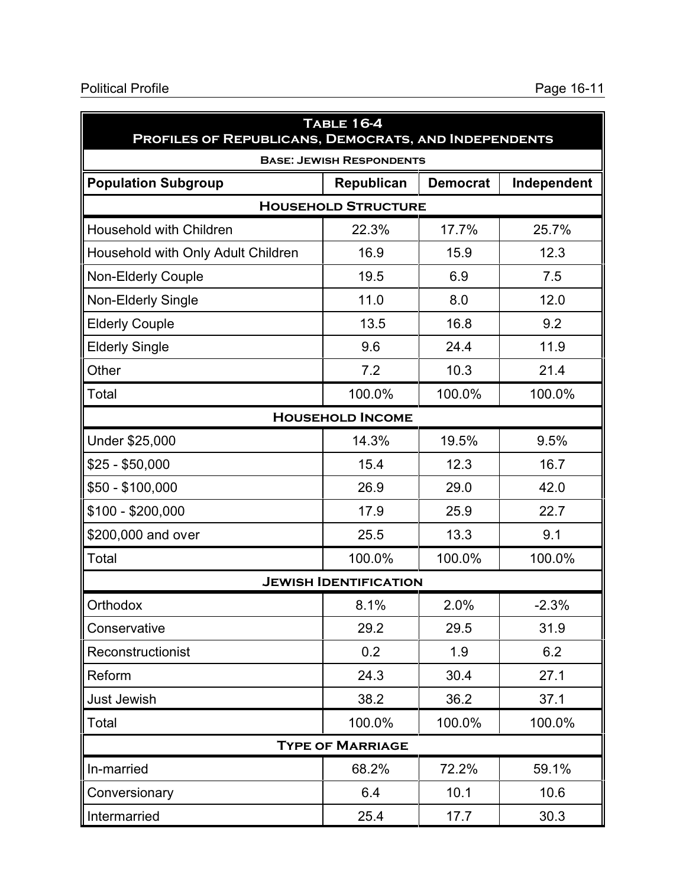**Table 16-4**
**Profiles of Republicans, Democrats, and Independents**

**Base: Jewish Respondents**

| Population Subgroup | Republican | Democrat | Independent |
|---|---|---|---|
| **Household Structure** | | | |
| Household with Children | 22.3% | 17.7% | 25.7% |
| Household with Only Adult Children | 16.9 | 15.9 | 12.3 |
| Non-Elderly Couple | 19.5 | 6.9 | 7.5 |
| Non-Elderly Single | 11.0 | 8.0 | 12.0 |
| Elderly Couple | 13.5 | 16.8 | 9.2 |
| Elderly Single | 9.6 | 24.4 | 11.9 |
| Other | 7.2 | 10.3 | 21.4 |
| Total | 100.0% | 100.0% | 100.0% |
| **Household Income** | | | |
| Under $25,000 | 14.3% | 19.5% | 9.5% |
| $25 - $50,000 | 15.4 | 12.3 | 16.7 |
| $50 - $100,000 | 26.9 | 29.0 | 42.0 |
| $100 - $200,000 | 17.9 | 25.9 | 22.7 |
| $200,000 and over | 25.5 | 13.3 | 9.1 |
| Total | 100.0% | 100.0% | 100.0% |
| **Jewish Identification** | | | |
| Orthodox | 8.1% | 2.0% | -2.3% |
| Conservative | 29.2 | 29.5 | 31.9 |
| Reconstructionist | 0.2 | 1.9 | 6.2 |
| Reform | 24.3 | 30.4 | 27.1 |
| Just Jewish | 38.2 | 36.2 | 37.1 |
| Total | 100.0% | 100.0% | 100.0% |
| **Type of Marriage** | | | |
| In-married | 68.2% | 72.2% | 59.1% |
| Conversionary | 6.4 | 10.1 | 10.6 |
| Intermarried | 25.4 | 17.7 | 30.3 |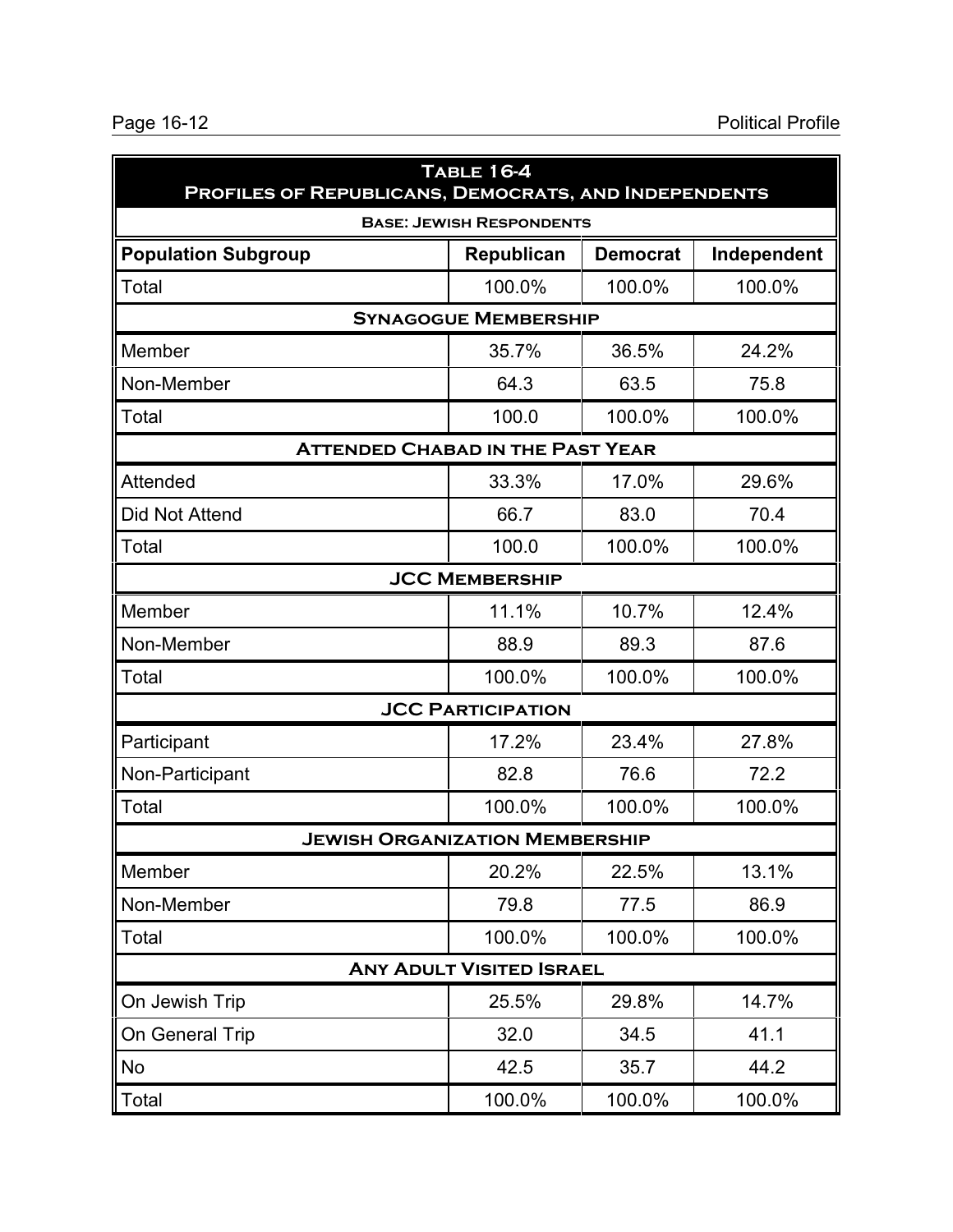**Table 16-4**
**Profiles of Republicans, Democrats, and Independents**

**Base: Jewish Respondents**

| Population Subgroup | Republican | Democrat | Independent |
|---|---|---|---|
| Total | 100.0% | 100.0% | 100.0% |
| **Synagogue Membership** | | | |
| Member | 35.7% | 36.5% | 24.2% |
| Non-Member | 64.3 | 63.5 | 75.8 |
| Total | 100.0 | 100.0% | 100.0% |
| **Attended Chabad in the Past Year** | | | |
| Attended | 33.3% | 17.0% | 29.6% |
| Did Not Attend | 66.7 | 83.0 | 70.4 |
| Total | 100.0 | 100.0% | 100.0% |
| **JCC Membership** | | | |
| Member | 11.1% | 10.7% | 12.4% |
| Non-Member | 88.9 | 89.3 | 87.6 |
| Total | 100.0% | 100.0% | 100.0% |
| **JCC Participation** | | | |
| Participant | 17.2% | 23.4% | 27.8% |
| Non-Participant | 82.8 | 76.6 | 72.2 |
| Total | 100.0% | 100.0% | 100.0% |
| **Jewish Organization Membership** | | | |
| Member | 20.2% | 22.5% | 13.1% |
| Non-Member | 79.8 | 77.5 | 86.9 |
| Total | 100.0% | 100.0% | 100.0% |
| **Any Adult Visited Israel** | | | |
| On Jewish Trip | 25.5% | 29.8% | 14.7% |
| On General Trip | 32.0 | 34.5 | 41.1 |
| No | 42.5 | 35.7 | 44.2 |
| Total | 100.0% | 100.0% | 100.0% |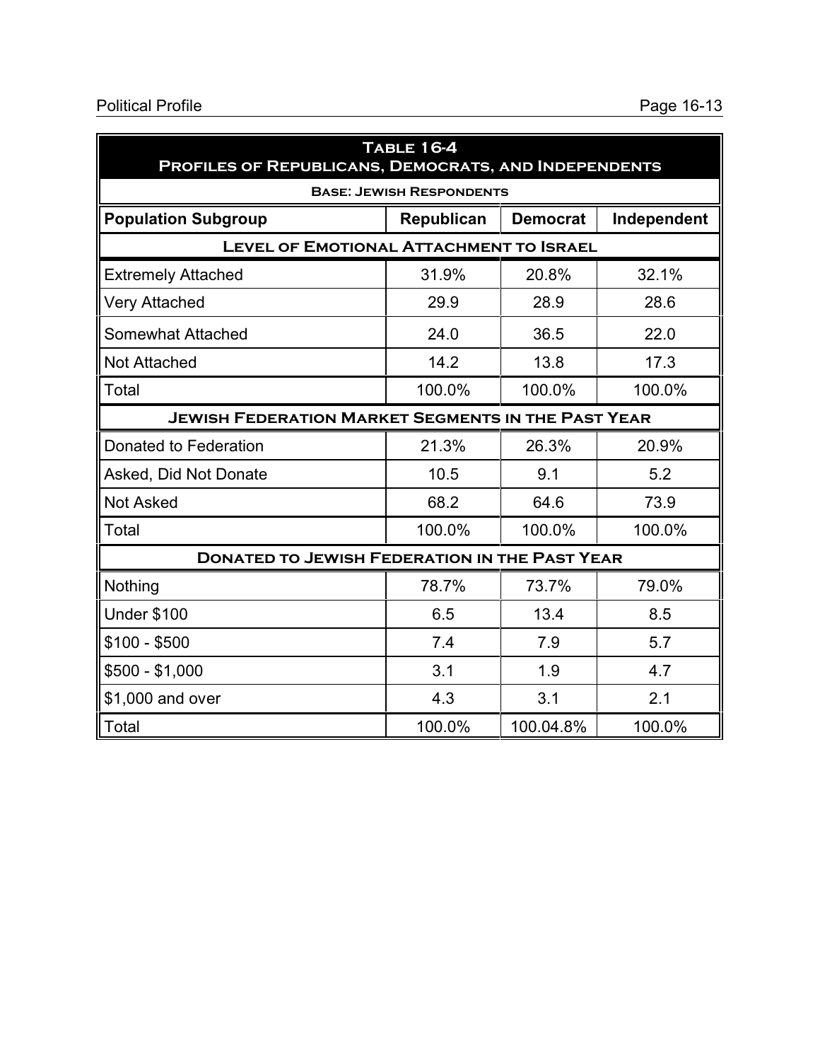| Table 16-4<br>Profiles of Republicans, Democrats, and Independents | | | |
|---|---|---|---|
| **Base: Jewish Respondents** | | | |
| **Population Subgroup** | **Republican** | **Democrat** | **Independent** |
| **Level of Emotional Attachment to Israel** | | | |
| Extremely Attached | 31.9% | 20.8% | 32.1% |
| Very Attached | 29.9 | 28.9 | 28.6 |
| Somewhat Attached | 24.0 | 36.5 | 22.0 |
| Not Attached | 14.2 | 13.8 | 17.3 |
| Total | 100.0% | 100.0% | 100.0% |
| **Jewish Federation Market Segments in the Past Year** | | | |
| Donated to Federation | 21.3% | 26.3% | 20.9% |
| Asked, Did Not Donate | 10.5 | 9.1 | 5.2 |
| Not Asked | 68.2 | 64.6 | 73.9 |
| Total | 100.0% | 100.0% | 100.0% |
| **Donated to Jewish Federation in the Past Year** | | | |
| Nothing | 78.7% | 73.7% | 79.0% |
| Under $100 | 6.5 | 13.4 | 8.5 |
| $100 - $500 | 7.4 | 7.9 | 5.7 |
| $500 - $1,000 | 3.1 | 1.9 | 4.7 |
| $1,000 and over | 4.3 | 3.1 | 2.1 |
| Total | 100.0% | 100.04.8% | 100.0% |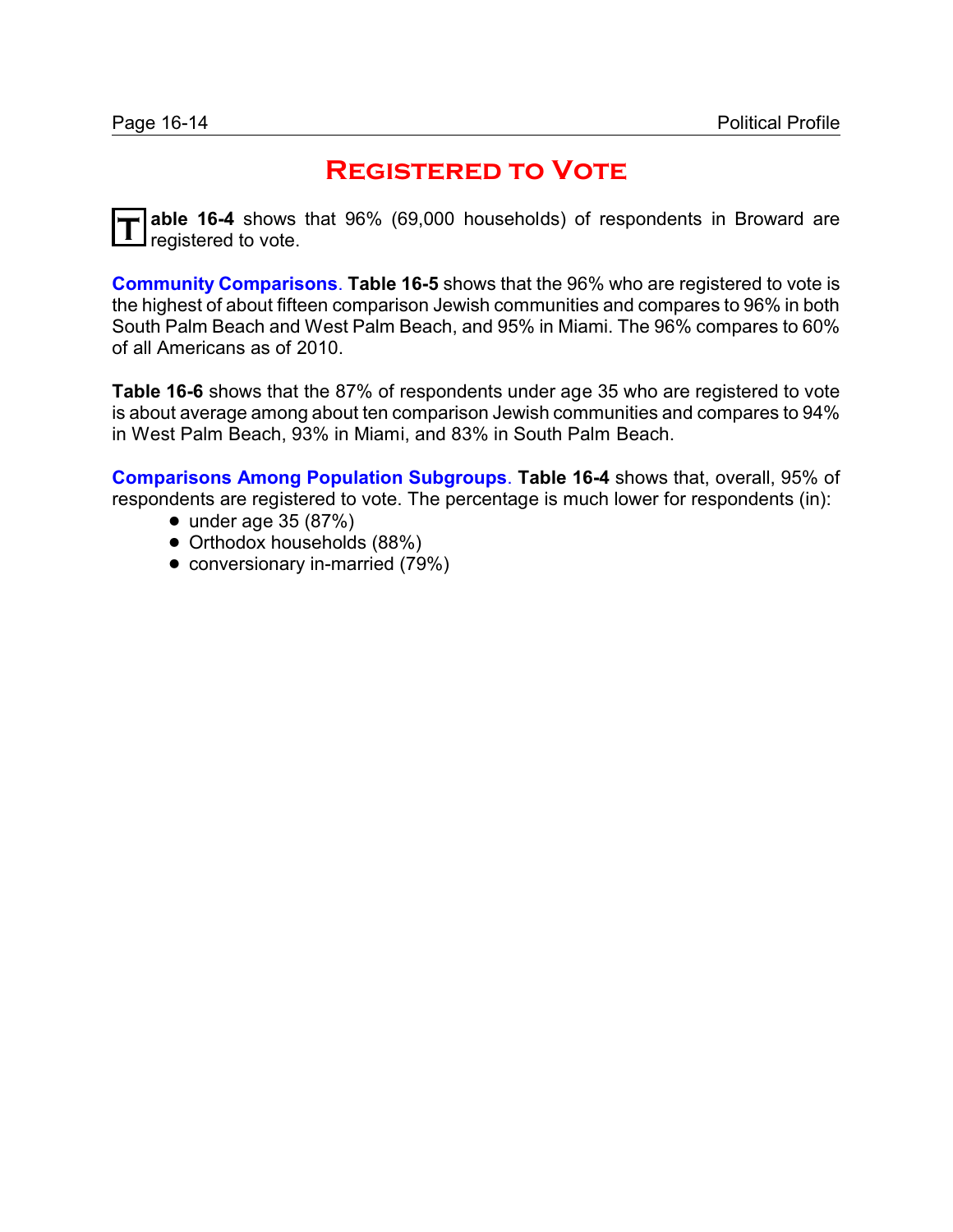# Registered to Vote

**Table 16-4** shows that 96% (69,000 households) of respondents in Broward are registered to vote.

**Community Comparisons**. **Table 16-5** shows that the 96% who are registered to vote is the highest of about fifteen comparison Jewish communities and compares to 96% in both South Palm Beach and West Palm Beach, and 95% in Miami. The 96% compares to 60% of all Americans as of 2010.

**Table 16-6** shows that the 87% of respondents under age 35 who are registered to vote is about average among about ten comparison Jewish communities and compares to 94% in West Palm Beach, 93% in Miami, and 83% in South Palm Beach.

**Comparisons Among Population Subgroups**. **Table 16-4** shows that, overall, 95% of respondents are registered to vote. The percentage is much lower for respondents (in):

- under age 35 (87%)
- Orthodox households (88%)
- conversionary in-married (79%)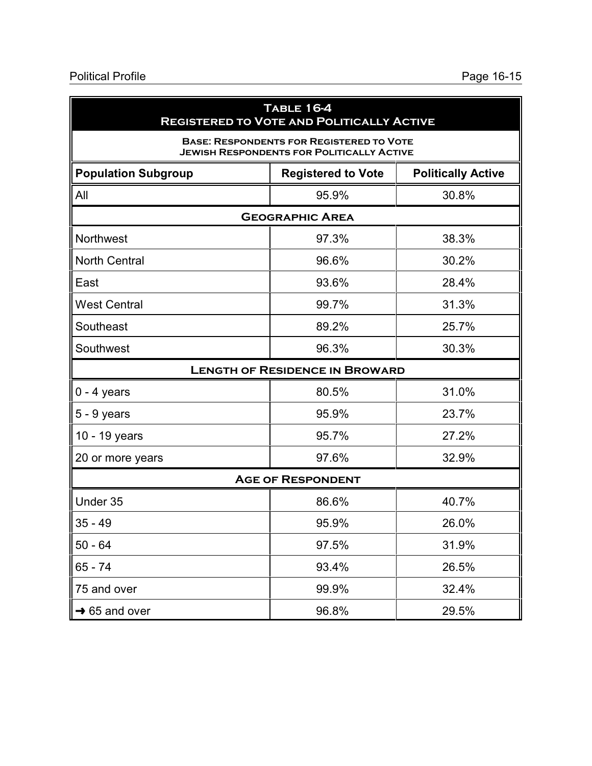**Table 16-4**
**Registered to Vote and Politically Active**

**Base: Respondents for Registered to Vote**
**Jewish Respondents for Politically Active**

| Population Subgroup | Registered to Vote | Politically Active |
|---|---|---|
| All | 95.9% | 30.8% |
| **Geographic Area** | | |
| Northwest | 97.3% | 38.3% |
| North Central | 96.6% | 30.2% |
| East | 93.6% | 28.4% |
| West Central | 99.7% | 31.3% |
| Southeast | 89.2% | 25.7% |
| Southwest | 96.3% | 30.3% |
| **Length of Residence in Broward** | | |
| 0 - 4 years | 80.5% | 31.0% |
| 5 - 9 years | 95.9% | 23.7% |
| 10 - 19 years | 95.7% | 27.2% |
| 20 or more years | 97.6% | 32.9% |
| **Age of Respondent** | | |
| Under 35 | 86.6% | 40.7% |
| 35 - 49 | 95.9% | 26.0% |
| 50 - 64 | 97.5% | 31.9% |
| 65 - 74 | 93.4% | 26.5% |
| 75 and over | 99.9% | 32.4% |
| → 65 and over | 96.8% | 29.5% |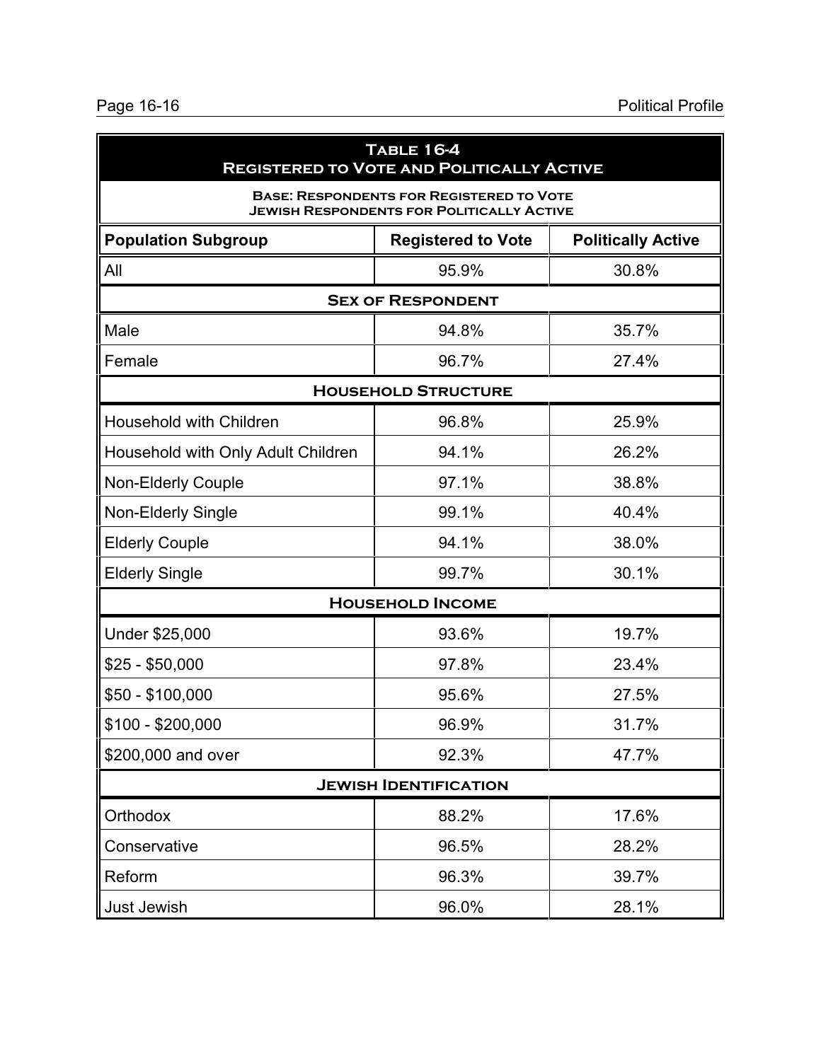## Table 16-4
## Registered to Vote and Politically Active

**Base: Respondents for Registered to Vote**
**Jewish Respondents for Politically Active**

| Population Subgroup | Registered to Vote | Politically Active |
|---|---|---|
| All | 95.9% | 30.8% |
| **Sex of Respondent** | | |
| Male | 94.8% | 35.7% |
| Female | 96.7% | 27.4% |
| **Household Structure** | | |
| Household with Children | 96.8% | 25.9% |
| Household with Only Adult Children | 94.1% | 26.2% |
| Non-Elderly Couple | 97.1% | 38.8% |
| Non-Elderly Single | 99.1% | 40.4% |
| Elderly Couple | 94.1% | 38.0% |
| Elderly Single | 99.7% | 30.1% |
| **Household Income** | | |
| Under $25,000 | 93.6% | 19.7% |
| $25 - $50,000 | 97.8% | 23.4% |
| $50 - $100,000 | 95.6% | 27.5% |
| $100 - $200,000 | 96.9% | 31.7% |
| $200,000 and over | 92.3% | 47.7% |
| **Jewish Identification** | | |
| Orthodox | 88.2% | 17.6% |
| Conservative | 96.5% | 28.2% |
| Reform | 96.3% | 39.7% |
| Just Jewish | 96.0% | 28.1% |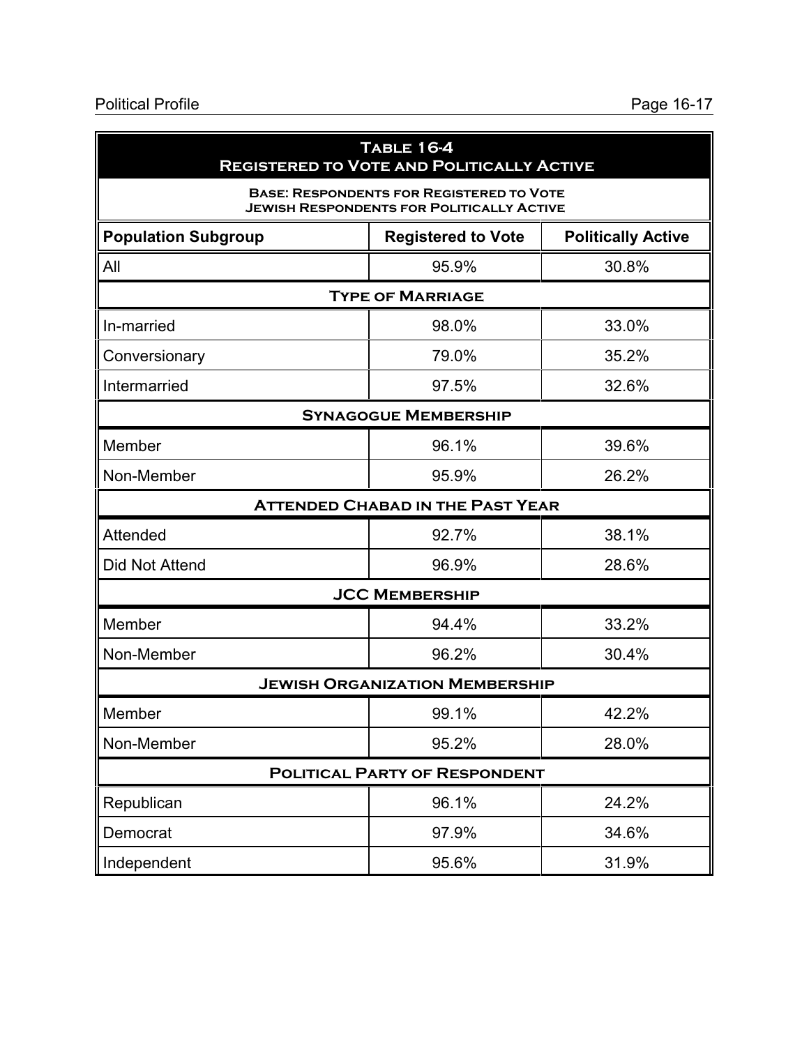| **Table 16-4**<br>**Registered to Vote and Politically Active** | | |
|---|---|---|
| **Base: Respondents for Registered to Vote**<br>**Jewish Respondents for Politically Active** | | |
| **Population Subgroup** | **Registered to Vote** | **Politically Active** |
| All | 95.9% | 30.8% |
| **Type of Marriage** | | |
| In-married | 98.0% | 33.0% |
| Conversionary | 79.0% | 35.2% |
| Intermarried | 97.5% | 32.6% |
| **Synagogue Membership** | | |
| Member | 96.1% | 39.6% |
| Non-Member | 95.9% | 26.2% |
| **Attended Chabad in the Past Year** | | |
| Attended | 92.7% | 38.1% |
| Did Not Attend | 96.9% | 28.6% |
| **JCC Membership** | | |
| Member | 94.4% | 33.2% |
| Non-Member | 96.2% | 30.4% |
| **Jewish Organization Membership** | | |
| Member | 99.1% | 42.2% |
| Non-Member | 95.2% | 28.0% |
| **Political Party of Respondent** | | |
| Republican | 96.1% | 24.2% |
| Democrat | 97.9% | 34.6% |
| Independent | 95.6% | 31.9% |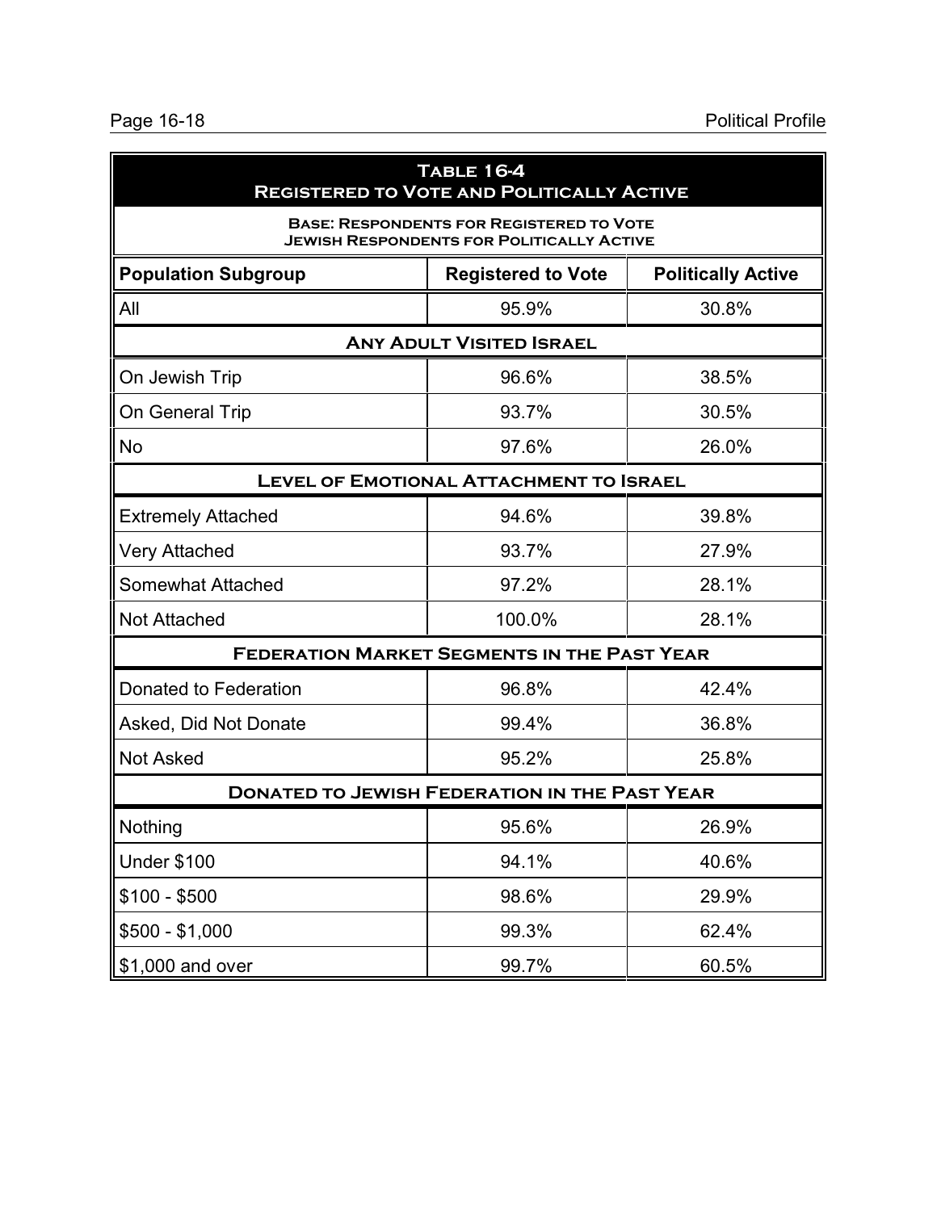| **Table 16-4**<br>**Registered to Vote and Politically Active** | | |
|---|---|---|
| **Base: Respondents for Registered to Vote**<br>**Jewish Respondents for Politically Active** | | |
| **Population Subgroup** | **Registered to Vote** | **Politically Active** |
| All | 95.9% | 30.8% |
| **Any Adult Visited Israel** | | |
| On Jewish Trip | 96.6% | 38.5% |
| On General Trip | 93.7% | 30.5% |
| No | 97.6% | 26.0% |
| **Level of Emotional Attachment to Israel** | | |
| Extremely Attached | 94.6% | 39.8% |
| Very Attached | 93.7% | 27.9% |
| Somewhat Attached | 97.2% | 28.1% |
| Not Attached | 100.0% | 28.1% |
| **Federation Market Segments in the Past Year** | | |
| Donated to Federation | 96.8% | 42.4% |
| Asked, Did Not Donate | 99.4% | 36.8% |
| Not Asked | 95.2% | 25.8% |
| **Donated to Jewish Federation in the Past Year** | | |
| Nothing | 95.6% | 26.9% |
| Under $100 | 94.1% | 40.6% |
| $100 - $500 | 98.6% | 29.9% |
| $500 - $1,000 | 99.3% | 62.4% |
| $1,000 and over | 99.7% | 60.5% |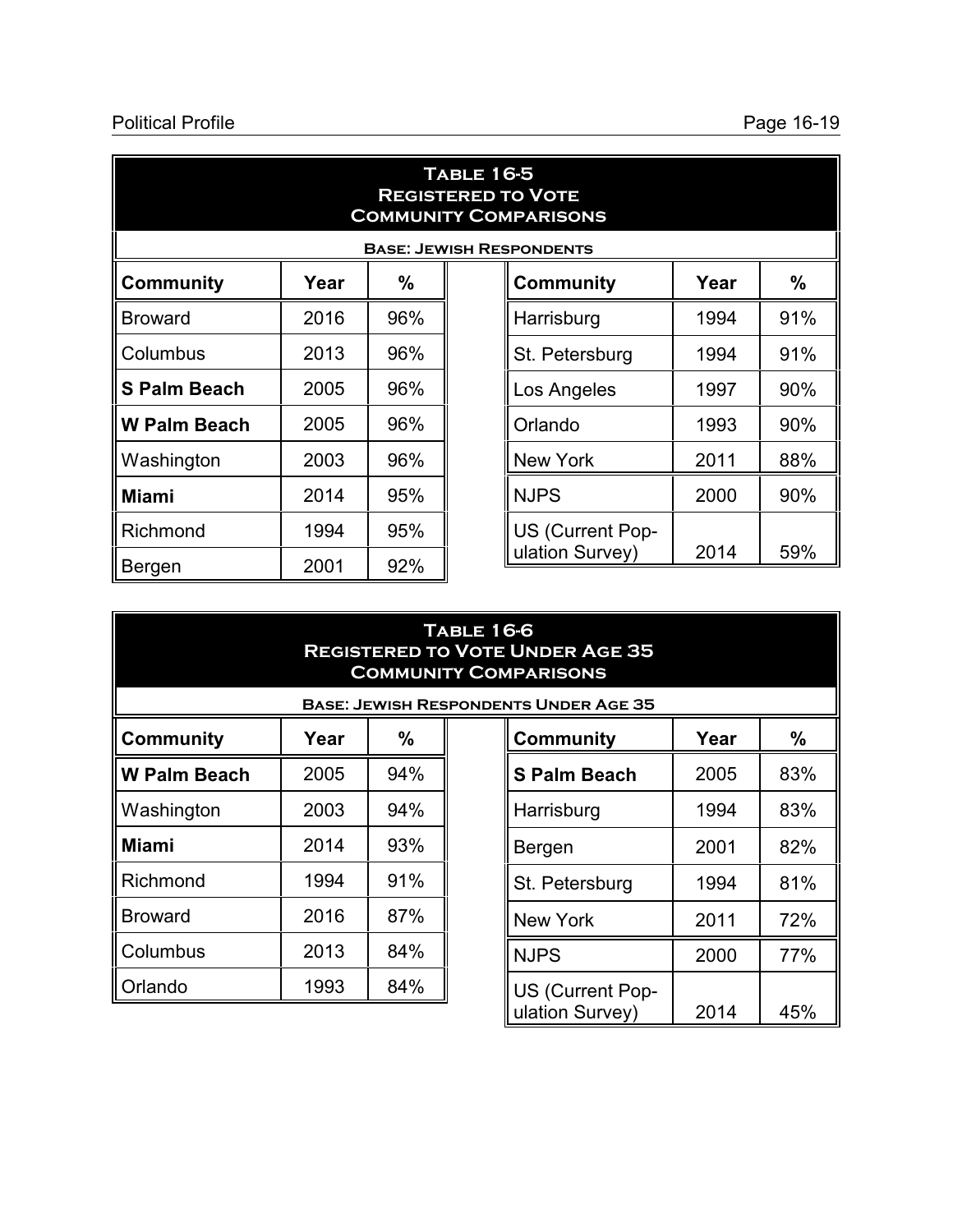## Table 16-5
## Registered to Vote
## Community Comparisons

**Base: Jewish Respondents**

| Community | Year | % | Community | Year | % |
|---|---|---|---|---|---|
| Broward | 2016 | 96% | Harrisburg | 1994 | 91% |
| Columbus | 2013 | 96% | St. Petersburg | 1994 | 91% |
| **S Palm Beach** | 2005 | 96% | Los Angeles | 1997 | 90% |
| **W Palm Beach** | 2005 | 96% | Orlando | 1993 | 90% |
| Washington | 2003 | 96% | New York | 2011 | 88% |
| **Miami** | 2014 | 95% | NJPS | 2000 | 90% |
| Richmond | 1994 | 95% | US (Current Population Survey) | 2014 | 59% |
| Bergen | 2001 | 92% | | | |

## Table 16-6
## Registered to Vote Under Age 35
## Community Comparisons

**Base: Jewish Respondents Under Age 35**

| Community | Year | % | Community | Year | % |
|---|---|---|---|---|---|
| **W Palm Beach** | 2005 | 94% | **S Palm Beach** | 2005 | 83% |
| Washington | 2003 | 94% | Harrisburg | 1994 | 83% |
| **Miami** | 2014 | 93% | Bergen | 2001 | 82% |
| Richmond | 1994 | 91% | St. Petersburg | 1994 | 81% |
| Broward | 2016 | 87% | New York | 2011 | 72% |
| Columbus | 2013 | 84% | NJPS | 2000 | 77% |
| Orlando | 1993 | 84% | US (Current Population Survey) | 2014 | 45% |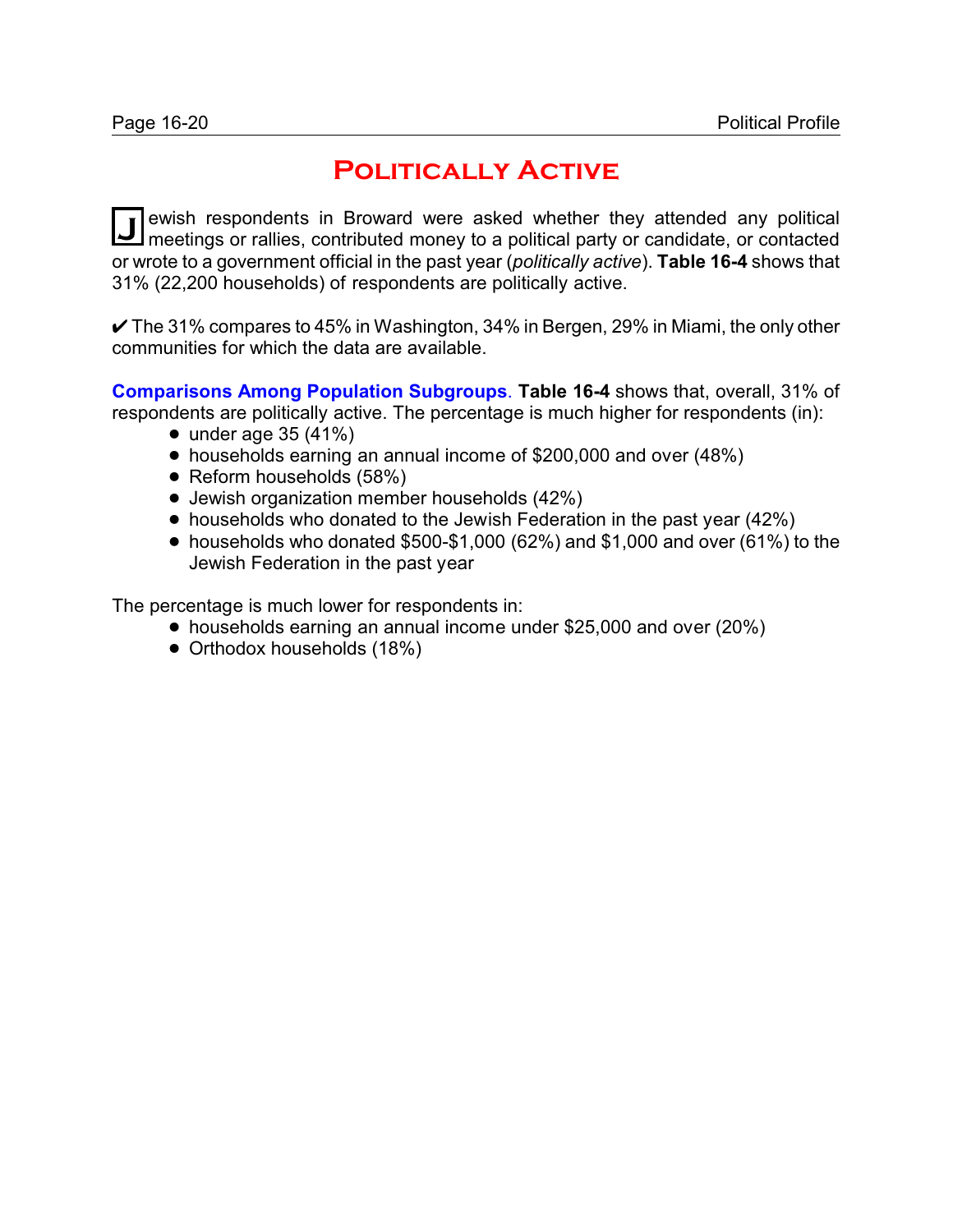# Politically Active

Jewish respondents in Broward were asked whether they attended any political meetings or rallies, contributed money to a political party or candidate, or contacted or wrote to a government official in the past year (*politically active*). **Table 16-4** shows that 31% (22,200 households) of respondents are politically active.

✔ The 31% compares to 45% in Washington, 34% in Bergen, 29% in Miami, the only other communities for which the data are available.

**Comparisons Among Population Subgroups**. **Table 16-4** shows that, overall, 31% of respondents are politically active. The percentage is much higher for respondents (in):

- under age 35 (41%)
- households earning an annual income of $200,000 and over (48%)
- Reform households (58%)
- Jewish organization member households (42%)
- households who donated to the Jewish Federation in the past year (42%)
- households who donated $500-$1,000 (62%) and $1,000 and over (61%) to the Jewish Federation in the past year

The percentage is much lower for respondents in:

- households earning an annual income under $25,000 and over (20%)
- Orthodox households (18%)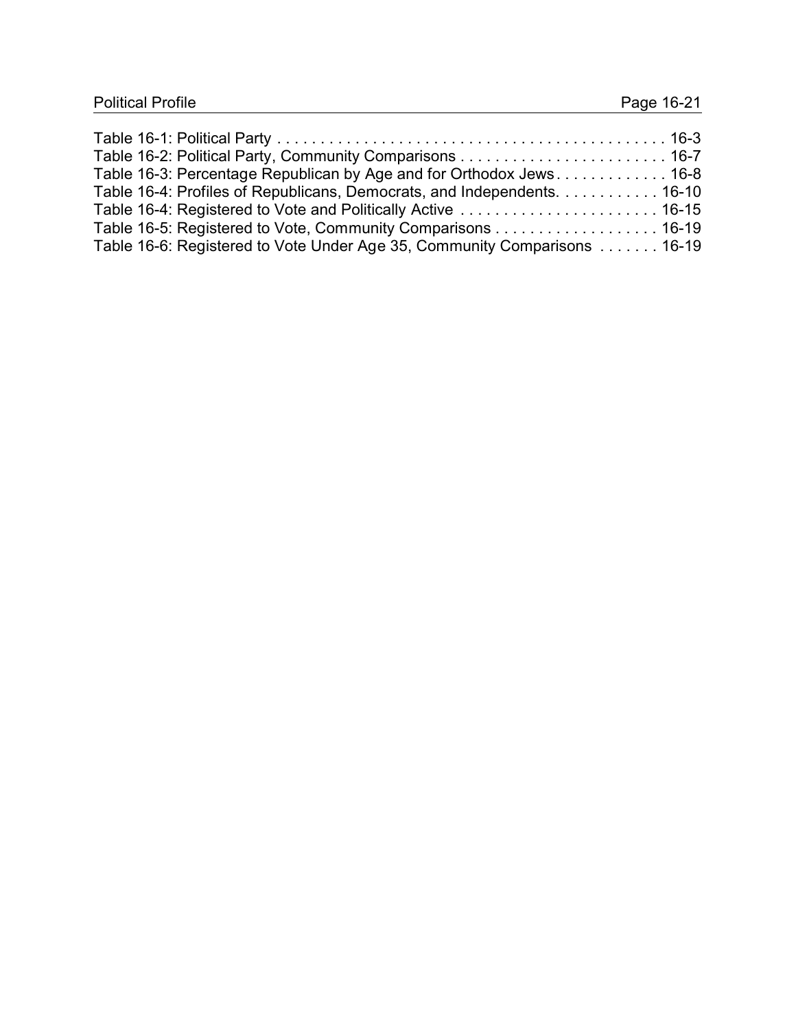Table 16-1: Political Party . . . . . . . . . . . . . . . . . . . . . . . . . . . . . . . . . . . . . . . . . . . . . . 16-3
Table 16-2: Political Party, Community Comparisons . . . . . . . . . . . . . . . . . . . . . . . . . 16-7
Table 16-3: Percentage Republican by Age and for Orthodox Jews . . . . . . . . . . . . . 16-8
Table 16-4: Profiles of Republicans, Democrats, and Independents. . . . . . . . . . . . 16-10
Table 16-4: Registered to Vote and Politically Active . . . . . . . . . . . . . . . . . . . . . . . . 16-15
Table 16-5: Registered to Vote, Community Comparisons . . . . . . . . . . . . . . . . . . . 16-19
Table 16-6: Registered to Vote Under Age 35, Community Comparisons . . . . . . . 16-19